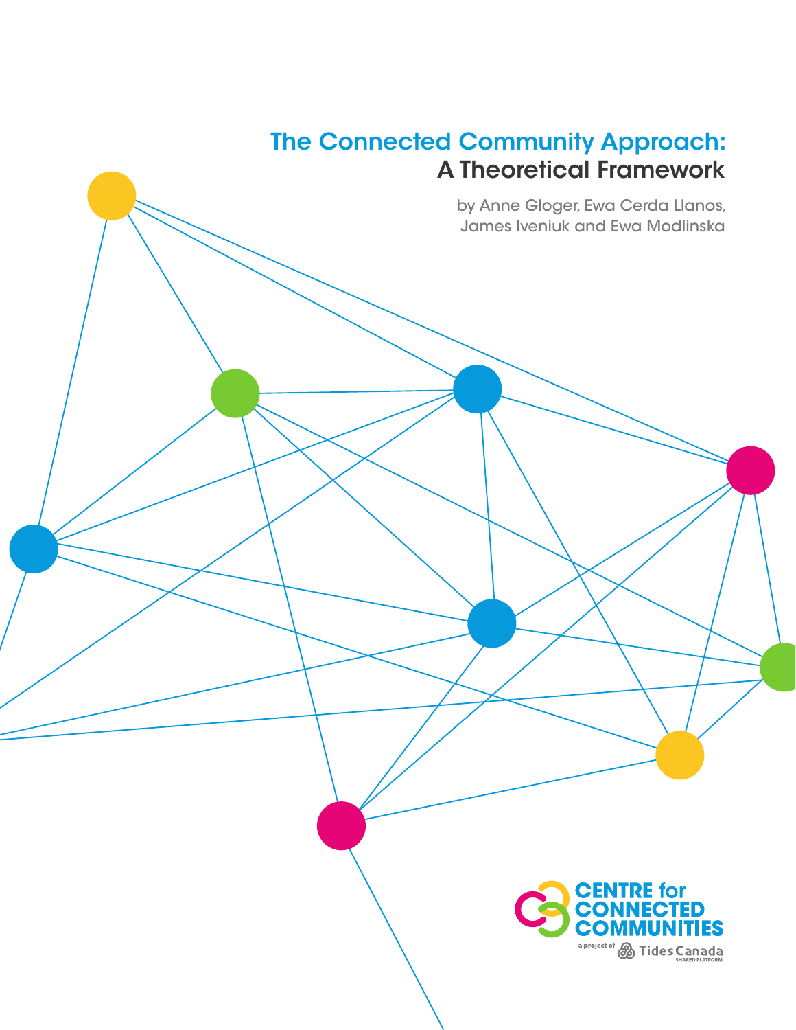# The Connected Community Approach: A Theoretical Framework

by Anne Gloger, Ewa Cerda Llanos, James Iveniuk and Ewa Modlinska

CENTRE for CONNECTED COMMUNITIES

a project of Tides Canada SHARED PLATFORM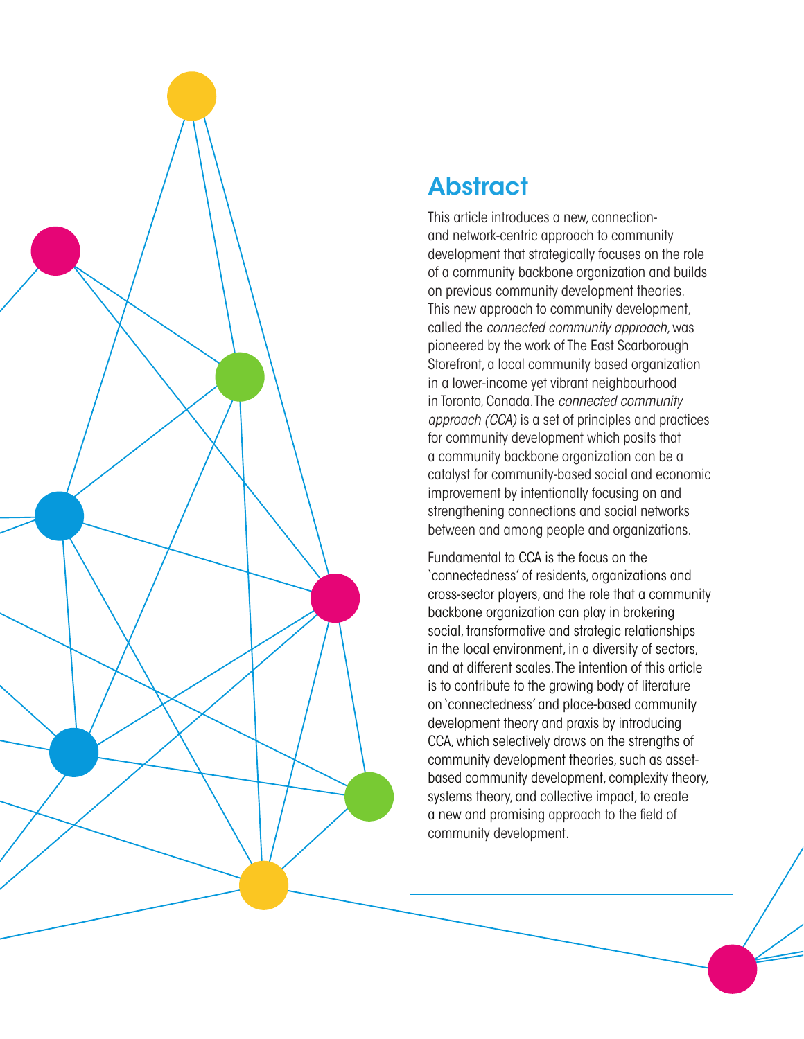## Abstract

This article introduces a new, connection- and network-centric approach to community development that strategically focuses on the role of a community backbone organization and builds on previous community development theories. This new approach to community development, called the *connected community approach*, was pioneered by the work of The East Scarborough Storefront, a local community based organization in a lower-income yet vibrant neighbourhood in Toronto, Canada. The *connected community approach (CCA)* is a set of principles and practices for community development which posits that a community backbone organization can be a catalyst for community-based social and economic improvement by intentionally focusing on and strengthening connections and social networks between and among people and organizations.

Fundamental to CCA is the focus on the 'connectedness' of residents, organizations and cross-sector players, and the role that a community backbone organization can play in brokering social, transformative and strategic relationships in the local environment, in a diversity of sectors, and at different scales. The intention of this article is to contribute to the growing body of literature on 'connectedness' and place-based community development theory and praxis by introducing CCA, which selectively draws on the strengths of community development theories, such as asset-based community development, complexity theory, systems theory, and collective impact, to create a new and promising approach to the field of community development.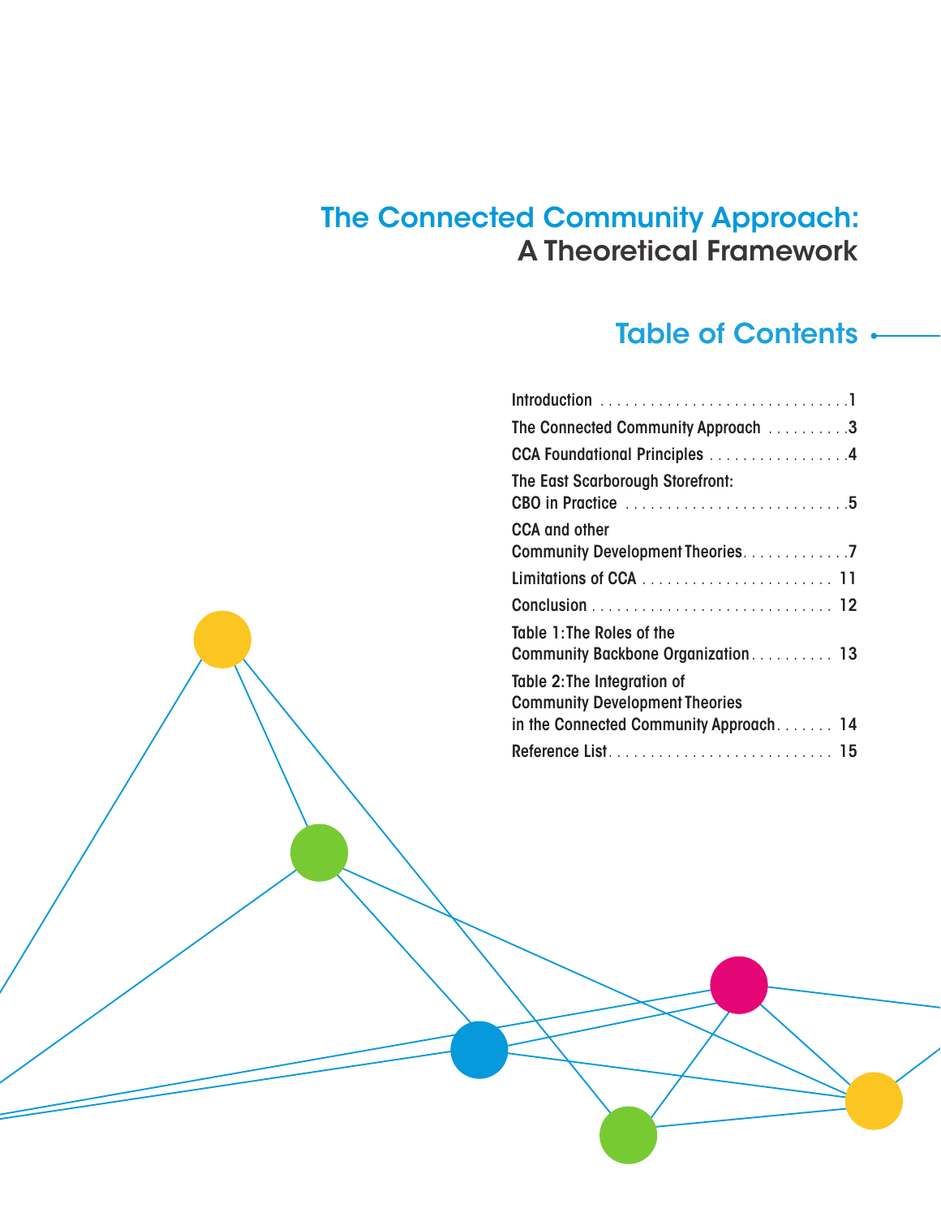# The Connected Community Approach: A Theoretical Framework

## Table of Contents

- Introduction . . . . . . . . . . . . . . . . . . . . . . . . . . . . . .1
- The Connected Community Approach . . . . . . . . . .3
- CCA Foundational Principles . . . . . . . . . . . . . . . . .4
- The East Scarborough Storefront: CBO in Practice . . . . . . . . . . . . . . . . . . . . . . . . . . .5
- CCA and other Community Development Theories. . . . . . . . . . . . .7
- Limitations of CCA . . . . . . . . . . . . . . . . . . . . . . . 11
- Conclusion . . . . . . . . . . . . . . . . . . . . . . . . . . . . . 12
- Table 1: The Roles of the Community Backbone Organization . . . . . . . . . . 13
- Table 2: The Integration of Community Development Theories in the Connected Community Approach. . . . . . . 14
- Reference List. . . . . . . . . . . . . . . . . . . . . . . . . . . 15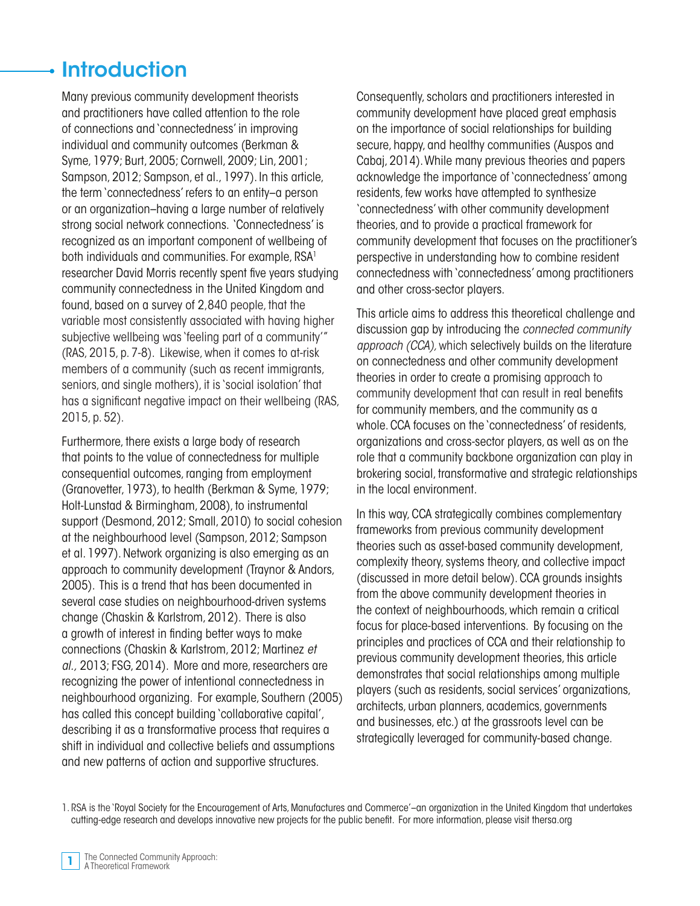# Introduction

Many previous community development theorists and practitioners have called attention to the role of connections and 'connectedness' in improving individual and community outcomes (Berkman & Syme, 1979; Burt, 2005; Cornwell, 2009; Lin, 2001; Sampson, 2012; Sampson, et al., 1997). In this article, the term 'connectedness' refers to an entity–a person or an organization–having a large number of relatively strong social network connections. 'Connectedness' is recognized as an important component of wellbeing of both individuals and communities. For example, RSA[1] researcher David Morris recently spent five years studying community connectedness in the United Kingdom and found, based on a survey of 2,840 people, that the variable most consistently associated with having higher subjective wellbeing was 'feeling part of a community'" (RAS, 2015, p. 7-8). Likewise, when it comes to at-risk members of a community (such as recent immigrants, seniors, and single mothers), it is 'social isolation' that has a significant negative impact on their wellbeing (RAS, 2015, p. 52).

Furthermore, there exists a large body of research that points to the value of connectedness for multiple consequential outcomes, ranging from employment (Granovetter, 1973), to health (Berkman & Syme, 1979; Holt-Lunstad & Birmingham, 2008), to instrumental support (Desmond, 2012; Small, 2010) to social cohesion at the neighbourhood level (Sampson, 2012; Sampson et al. 1997). Network organizing is also emerging as an approach to community development (Traynor & Andors, 2005). This is a trend that has been documented in several case studies on neighbourhood-driven systems change (Chaskin & Karlstrom, 2012). There is also a growth of interest in finding better ways to make connections (Chaskin & Karlstrom, 2012; Martinez *et al.,* 2013; FSG, 2014). More and more, researchers are recognizing the power of intentional connectedness in neighbourhood organizing. For example, Southern (2005) has called this concept building 'collaborative capital', describing it as a transformative process that requires a shift in individual and collective beliefs and assumptions and new patterns of action and supportive structures.

Consequently, scholars and practitioners interested in community development have placed great emphasis on the importance of social relationships for building secure, happy, and healthy communities (Auspos and Cabaj, 2014). While many previous theories and papers acknowledge the importance of 'connectedness' among residents, few works have attempted to synthesize 'connectedness' with other community development theories, and to provide a practical framework for community development that focuses on the practitioner's perspective in understanding how to combine resident connectedness with 'connectedness' among practitioners and other cross-sector players.

This article aims to address this theoretical challenge and discussion gap by introducing the *connected community approach (CCA),* which selectively builds on the literature on connectedness and other community development theories in order to create a promising approach to community development that can result in real benefits for community members, and the community as a whole. CCA focuses on the 'connectedness' of residents, organizations and cross-sector players, as well as on the role that a community backbone organization can play in brokering social, transformative and strategic relationships in the local environment.

In this way, CCA strategically combines complementary frameworks from previous community development theories such as asset-based community development, complexity theory, systems theory, and collective impact (discussed in more detail below). CCA grounds insights from the above community development theories in the context of neighbourhoods, which remain a critical focus for place-based interventions. By focusing on the principles and practices of CCA and their relationship to previous community development theories, this article demonstrates that social relationships among multiple players (such as residents, social services' organizations, architects, urban planners, academics, governments and businesses, etc.) at the grassroots level can be strategically leveraged for community-based change.

1. RSA is the 'Royal Society for the Encouragement of Arts, Manufactures and Commerce'–an organization in the United Kingdom that undertakes cutting-edge research and develops innovative new projects for the public benefit. For more information, please visit thersa.org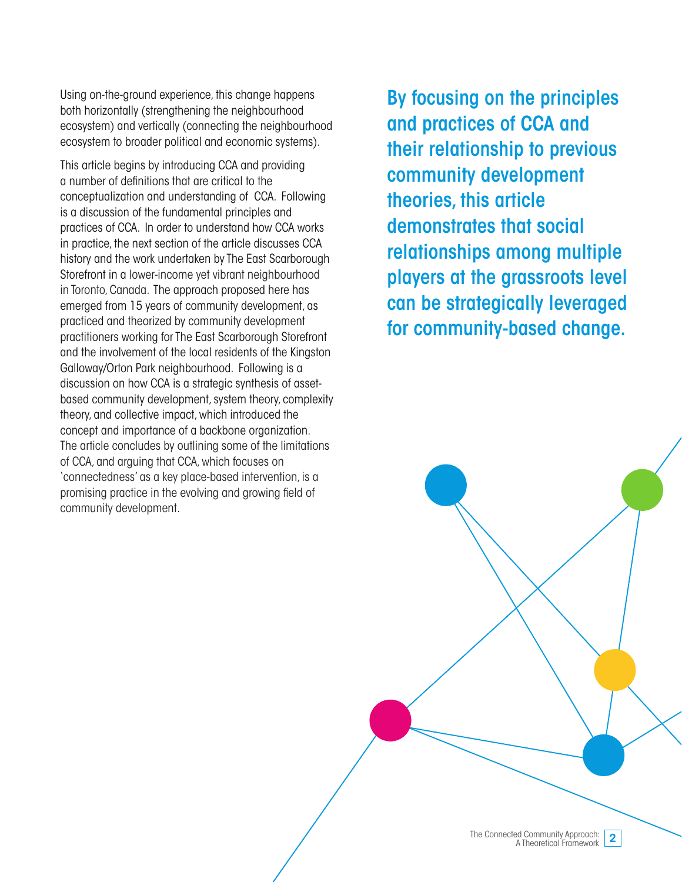Using on-the-ground experience, this change happens both horizontally (strengthening the neighbourhood ecosystem) and vertically (connecting the neighbourhood ecosystem to broader political and economic systems).

This article begins by introducing CCA and providing a number of definitions that are critical to the conceptualization and understanding of CCA. Following is a discussion of the fundamental principles and practices of CCA. In order to understand how CCA works in practice, the next section of the article discusses CCA history and the work undertaken by The East Scarborough Storefront in a lower-income yet vibrant neighbourhood in Toronto, Canada. The approach proposed here has emerged from 15 years of community development, as practiced and theorized by community development practitioners working for The East Scarborough Storefront and the involvement of the local residents of the Kingston Galloway/Orton Park neighbourhood. Following is a discussion on how CCA is a strategic synthesis of asset-based community development, system theory, complexity theory, and collective impact, which introduced the concept and importance of a backbone organization. The article concludes by outlining some of the limitations of CCA, and arguing that CCA, which focuses on 'connectedness' as a key place-based intervention, is a promising practice in the evolving and growing field of community development.

**By focusing on the principles and practices of CCA and their relationship to previous community development theories, this article demonstrates that social relationships among multiple players at the grassroots level can be strategically leveraged for community-based change.**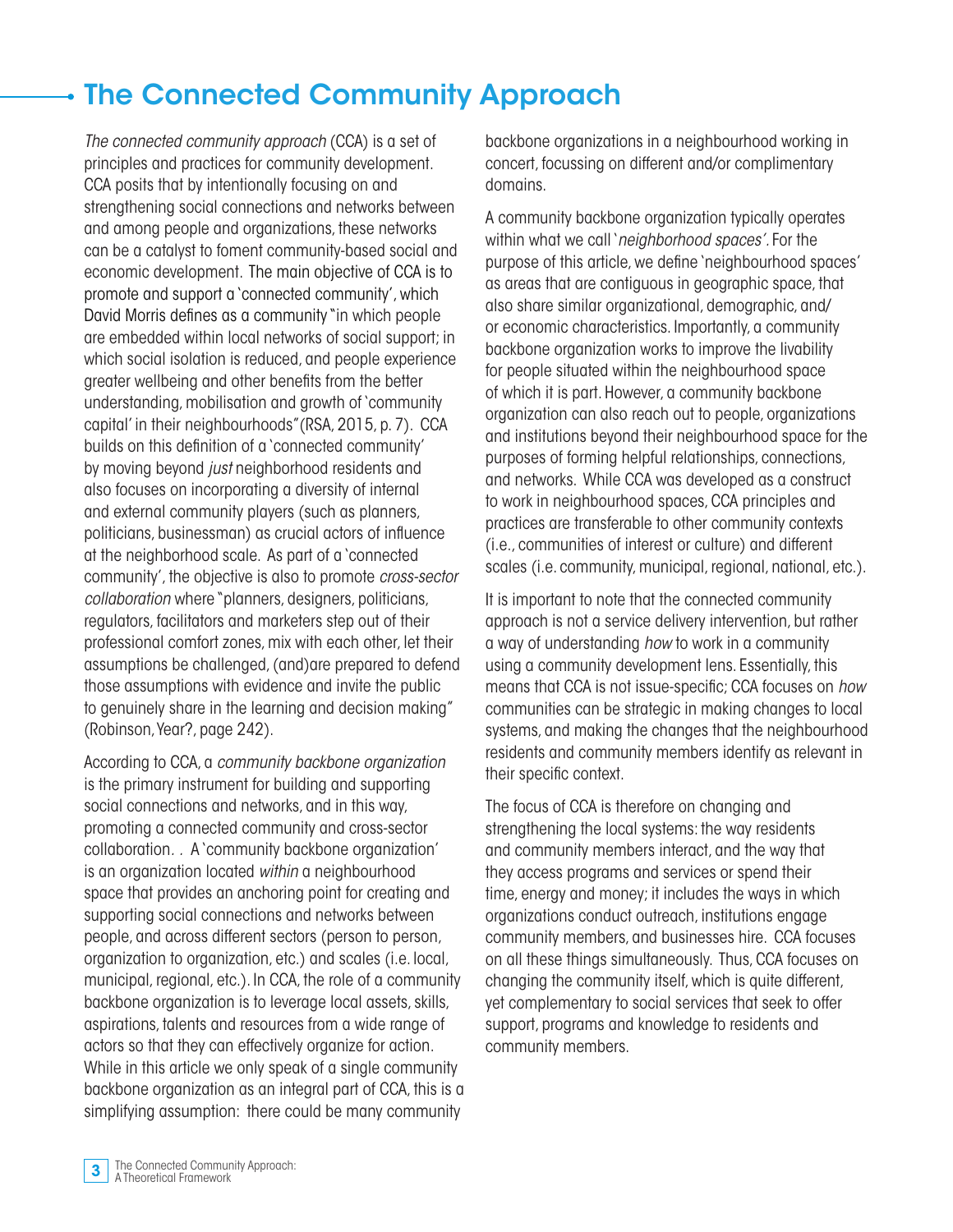# The Connected Community Approach

*The connected community approach* (CCA) is a set of principles and practices for community development. CCA posits that by intentionally focusing on and strengthening social connections and networks between and among people and organizations, these networks can be a catalyst to foment community-based social and economic development. The main objective of CCA is to promote and support a 'connected community', which David Morris defines as a community "in which people are embedded within local networks of social support; in which social isolation is reduced, and people experience greater wellbeing and other benefits from the better understanding, mobilisation and growth of 'community capital' in their neighbourhoods"(RSA, 2015, p. 7). CCA builds on this definition of a 'connected community' by moving beyond *just* neighborhood residents and also focuses on incorporating a diversity of internal and external community players (such as planners, politicians, businessman) as crucial actors of influence at the neighborhood scale. As part of a 'connected community', the objective is also to promote *cross-sector collaboration* where "planners, designers, politicians, regulators, facilitators and marketers step out of their professional comfort zones, mix with each other, let their assumptions be challenged, (and)are prepared to defend those assumptions with evidence and invite the public to genuinely share in the learning and decision making" (Robinson, Year?, page 242).

According to CCA, a *community backbone organization* is the primary instrument for building and supporting social connections and networks, and in this way, promoting a connected community and cross-sector collaboration. . A 'community backbone organization' is an organization located *within* a neighbourhood space that provides an anchoring point for creating and supporting social connections and networks between people, and across different sectors (person to person, organization to organization, etc.) and scales (i.e. local, municipal, regional, etc.). In CCA, the role of a community backbone organization is to leverage local assets, skills, aspirations, talents and resources from a wide range of actors so that they can effectively organize for action. While in this article we only speak of a single community backbone organization as an integral part of CCA, this is a simplifying assumption: there could be many community backbone organizations in a neighbourhood working in concert, focussing on different and/or complimentary domains.

A community backbone organization typically operates within what we call '*neighborhood spaces'*. For the purpose of this article, we define 'neighbourhood spaces' as areas that are contiguous in geographic space, that also share similar organizational, demographic, and/or economic characteristics. Importantly, a community backbone organization works to improve the livability for people situated within the neighbourhood space of which it is part. However, a community backbone organization can also reach out to people, organizations and institutions beyond their neighbourhood space for the purposes of forming helpful relationships, connections, and networks. While CCA was developed as a construct to work in neighbourhood spaces, CCA principles and practices are transferable to other community contexts (i.e., communities of interest or culture) and different scales (i.e. community, municipal, regional, national, etc.).

It is important to note that the connected community approach is not a service delivery intervention, but rather a way of understanding *how* to work in a community using a community development lens. Essentially, this means that CCA is not issue-specific; CCA focuses on *how* communities can be strategic in making changes to local systems, and making the changes that the neighbourhood residents and community members identify as relevant in their specific context.

The focus of CCA is therefore on changing and strengthening the local systems: the way residents and community members interact, and the way that they access programs and services or spend their time, energy and money; it includes the ways in which organizations conduct outreach, institutions engage community members, and businesses hire. CCA focuses on all these things simultaneously. Thus, CCA focuses on changing the community itself, which is quite different, yet complementary to social services that seek to offer support, programs and knowledge to residents and community members.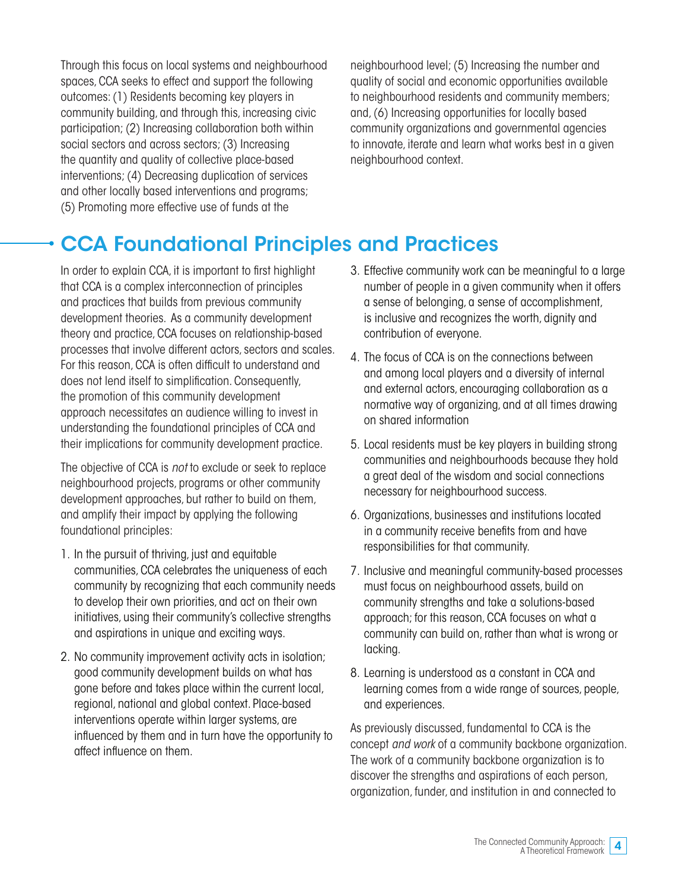Through this focus on local systems and neighbourhood spaces, CCA seeks to effect and support the following outcomes: (1) Residents becoming key players in community building, and through this, increasing civic participation; (2) Increasing collaboration both within social sectors and across sectors; (3) Increasing the quantity and quality of collective place-based interventions; (4) Decreasing duplication of services and other locally based interventions and programs; (5) Promoting more effective use of funds at the neighbourhood level; (5) Increasing the number and quality of social and economic opportunities available to neighbourhood residents and community members; and, (6) Increasing opportunities for locally based community organizations and governmental agencies to innovate, iterate and learn what works best in a given neighbourhood context.

## CCA Foundational Principles and Practices

In order to explain CCA, it is important to first highlight that CCA is a complex interconnection of principles and practices that builds from previous community development theories. As a community development theory and practice, CCA focuses on relationship-based processes that involve different actors, sectors and scales. For this reason, CCA is often difficult to understand and does not lend itself to simplification. Consequently, the promotion of this community development approach necessitates an audience willing to invest in understanding the foundational principles of CCA and their implications for community development practice.

The objective of CCA is *not* to exclude or seek to replace neighbourhood projects, programs or other community development approaches, but rather to build on them, and amplify their impact by applying the following foundational principles:

1. In the pursuit of thriving, just and equitable communities, CCA celebrates the uniqueness of each community by recognizing that each community needs to develop their own priorities, and act on their own initiatives, using their community's collective strengths and aspirations in unique and exciting ways.
2. No community improvement activity acts in isolation; good community development builds on what has gone before and takes place within the current local, regional, national and global context. Place-based interventions operate within larger systems, are influenced by them and in turn have the opportunity to affect influence on them.
3. Effective community work can be meaningful to a large number of people in a given community when it offers a sense of belonging, a sense of accomplishment, is inclusive and recognizes the worth, dignity and contribution of everyone.
4. The focus of CCA is on the connections between and among local players and a diversity of internal and external actors, encouraging collaboration as a normative way of organizing, and at all times drawing on shared information
5. Local residents must be key players in building strong communities and neighbourhoods because they hold a great deal of the wisdom and social connections necessary for neighbourhood success.
6. Organizations, businesses and institutions located in a community receive benefits from and have responsibilities for that community.
7. Inclusive and meaningful community-based processes must focus on neighbourhood assets, build on community strengths and take a solutions-based approach; for this reason, CCA focuses on what a community can build on, rather than what is wrong or lacking.
8. Learning is understood as a constant in CCA and learning comes from a wide range of sources, people, and experiences.

As previously discussed, fundamental to CCA is the concept *and work* of a community backbone organization. The work of a community backbone organization is to discover the strengths and aspirations of each person, organization, funder, and institution in and connected to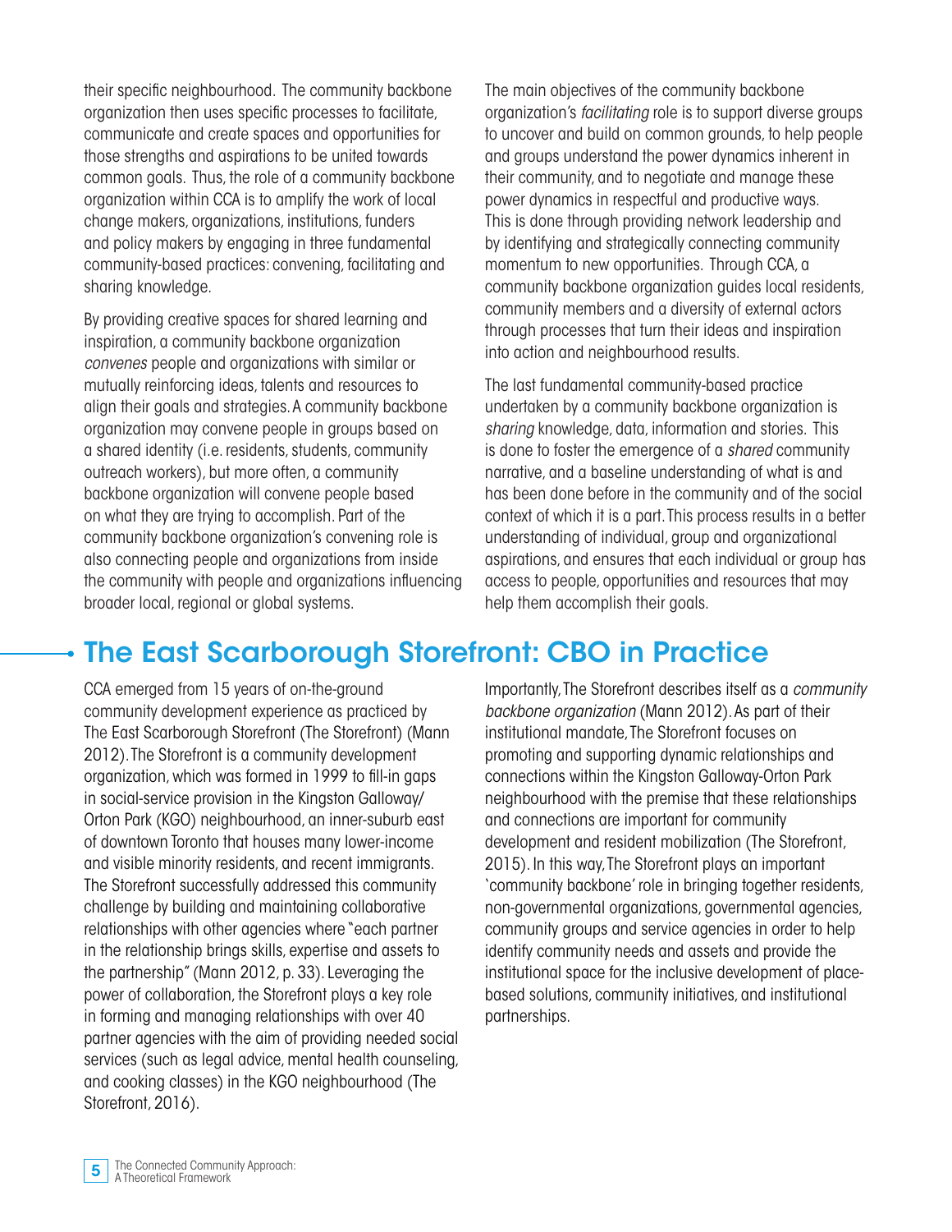their specific neighbourhood. The community backbone organization then uses specific processes to facilitate, communicate and create spaces and opportunities for those strengths and aspirations to be united towards common goals. Thus, the role of a community backbone organization within CCA is to amplify the work of local change makers, organizations, institutions, funders and policy makers by engaging in three fundamental community-based practices: convening, facilitating and sharing knowledge.

By providing creative spaces for shared learning and inspiration, a community backbone organization *convenes* people and organizations with similar or mutually reinforcing ideas, talents and resources to align their goals and strategies. A community backbone organization may convene people in groups based on a shared identity (i.e. residents, students, community outreach workers), but more often, a community backbone organization will convene people based on what they are trying to accomplish. Part of the community backbone organization's convening role is also connecting people and organizations from inside the community with people and organizations influencing broader local, regional or global systems.

The main objectives of the community backbone organization's *facilitating* role is to support diverse groups to uncover and build on common grounds, to help people and groups understand the power dynamics inherent in their community, and to negotiate and manage these power dynamics in respectful and productive ways. This is done through providing network leadership and by identifying and strategically connecting community momentum to new opportunities. Through CCA, a community backbone organization guides local residents, community members and a diversity of external actors through processes that turn their ideas and inspiration into action and neighbourhood results.

The last fundamental community-based practice undertaken by a community backbone organization is *sharing* knowledge, data, information and stories. This is done to foster the emergence of a *shared* community narrative, and a baseline understanding of what is and has been done before in the community and of the social context of which it is a part. This process results in a better understanding of individual, group and organizational aspirations, and ensures that each individual or group has access to people, opportunities and resources that may help them accomplish their goals.

## The East Scarborough Storefront: CBO in Practice

CCA emerged from 15 years of on-the-ground community development experience as practiced by The East Scarborough Storefront (The Storefront) (Mann 2012). The Storefront is a community development organization, which was formed in 1999 to fill-in gaps in social-service provision in the Kingston Galloway/Orton Park (KGO) neighbourhood, an inner-suburb east of downtown Toronto that houses many lower-income and visible minority residents, and recent immigrants. The Storefront successfully addressed this community challenge by building and maintaining collaborative relationships with other agencies where "each partner in the relationship brings skills, expertise and assets to the partnership" (Mann 2012, p. 33). Leveraging the power of collaboration, the Storefront plays a key role in forming and managing relationships with over 40 partner agencies with the aim of providing needed social services (such as legal advice, mental health counseling, and cooking classes) in the KGO neighbourhood (The Storefront, 2016).

Importantly, The Storefront describes itself as a *community backbone organization* (Mann 2012). As part of their institutional mandate, The Storefront focuses on promoting and supporting dynamic relationships and connections within the Kingston Galloway-Orton Park neighbourhood with the premise that these relationships and connections are important for community development and resident mobilization (The Storefront, 2015). In this way, The Storefront plays an important 'community backbone' role in bringing together residents, non-governmental organizations, governmental agencies, community groups and service agencies in order to help identify community needs and assets and provide the institutional space for the inclusive development of place-based solutions, community initiatives, and institutional partnerships.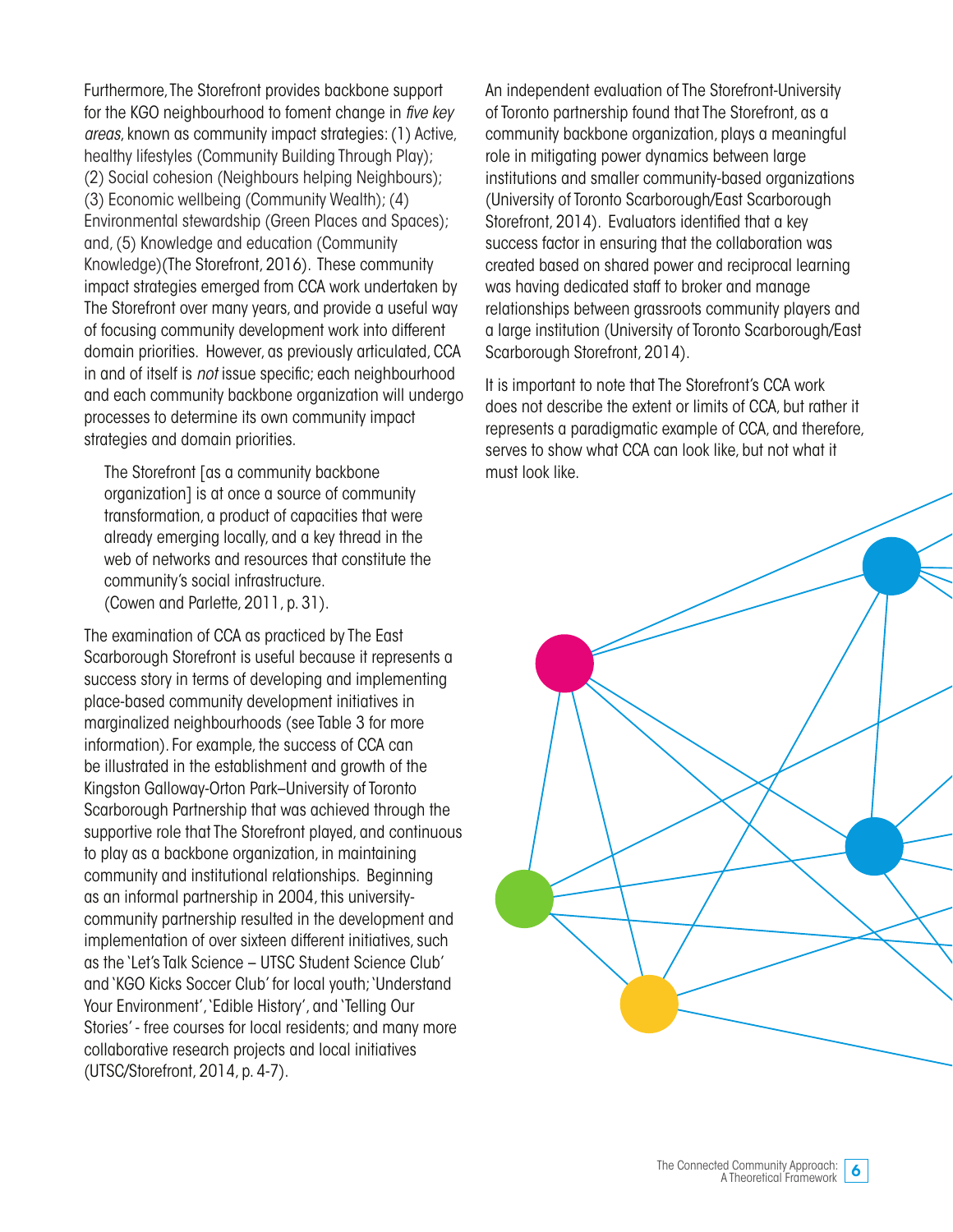Furthermore, The Storefront provides backbone support for the KGO neighbourhood to foment change in *five key areas*, known as community impact strategies: (1) Active, healthy lifestyles (Community Building Through Play); (2) Social cohesion (Neighbours helping Neighbours); (3) Economic wellbeing (Community Wealth); (4) Environmental stewardship (Green Places and Spaces); and, (5) Knowledge and education (Community Knowledge)(The Storefront, 2016). These community impact strategies emerged from CCA work undertaken by The Storefront over many years, and provide a useful way of focusing community development work into different domain priorities. However, as previously articulated, CCA in and of itself is *not* issue specific; each neighbourhood and each community backbone organization will undergo processes to determine its own community impact strategies and domain priorities.

> The Storefront [as a community backbone organization] is at once a source of community transformation, a product of capacities that were already emerging locally, and a key thread in the web of networks and resources that constitute the community's social infrastructure.
> (Cowen and Parlette, 2011, p. 31).

The examination of CCA as practiced by The East Scarborough Storefront is useful because it represents a success story in terms of developing and implementing place-based community development initiatives in marginalized neighbourhoods (see Table 3 for more information). For example, the success of CCA can be illustrated in the establishment and growth of the Kingston Galloway-Orton Park–University of Toronto Scarborough Partnership that was achieved through the supportive role that The Storefront played, and continuous to play as a backbone organization, in maintaining community and institutional relationships. Beginning as an informal partnership in 2004, this university-community partnership resulted in the development and implementation of over sixteen different initiatives, such as the 'Let's Talk Science – UTSC Student Science Club' and 'KGO Kicks Soccer Club' for local youth; 'Understand Your Environment', 'Edible History', and 'Telling Our Stories' - free courses for local residents; and many more collaborative research projects and local initiatives (UTSC/Storefront, 2014, p. 4-7).

An independent evaluation of The Storefront-University of Toronto partnership found that The Storefront, as a community backbone organization, plays a meaningful role in mitigating power dynamics between large institutions and smaller community-based organizations (University of Toronto Scarborough/East Scarborough Storefront, 2014). Evaluators identified that a key success factor in ensuring that the collaboration was created based on shared power and reciprocal learning was having dedicated staff to broker and manage relationships between grassroots community players and a large institution (University of Toronto Scarborough/East Scarborough Storefront, 2014).

It is important to note that The Storefront's CCA work does not describe the extent or limits of CCA, but rather it represents a paradigmatic example of CCA, and therefore, serves to show what CCA can look like, but not what it must look like.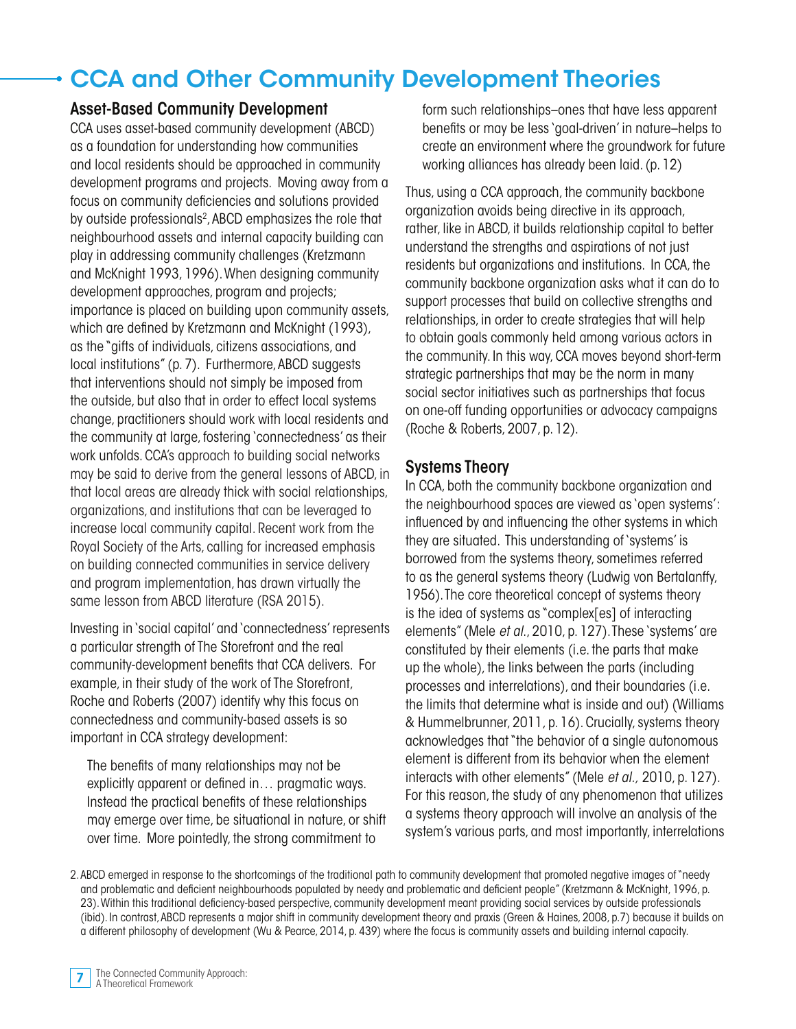# CCA and Other Community Development Theories

## Asset-Based Community Development

CCA uses asset-based community development (ABCD) as a foundation for understanding how communities and local residents should be approached in community development programs and projects. Moving away from a focus on community deficiencies and solutions provided by outside professionals[2], ABCD emphasizes the role that neighbourhood assets and internal capacity building can play in addressing community challenges (Kretzmann and McKnight 1993, 1996). When designing community development approaches, program and projects; importance is placed on building upon community assets, which are defined by Kretzmann and McKnight (1993), as the "gifts of individuals, citizens associations, and local institutions" (p. 7). Furthermore, ABCD suggests that interventions should not simply be imposed from the outside, but also that in order to effect local systems change, practitioners should work with local residents and the community at large, fostering 'connectedness' as their work unfolds. CCA's approach to building social networks may be said to derive from the general lessons of ABCD, in that local areas are already thick with social relationships, organizations, and institutions that can be leveraged to increase local community capital. Recent work from the Royal Society of the Arts, calling for increased emphasis on building connected communities in service delivery and program implementation, has drawn virtually the same lesson from ABCD literature (RSA 2015).

Investing in 'social capital' and 'connectedness' represents a particular strength of The Storefront and the real community-development benefits that CCA delivers. For example, in their study of the work of The Storefront, Roche and Roberts (2007) identify why this focus on connectedness and community-based assets is so important in CCA strategy development:

> The benefits of many relationships may not be explicitly apparent or defined in… pragmatic ways. Instead the practical benefits of these relationships may emerge over time, be situational in nature, or shift over time. More pointedly, the strong commitment to form such relationships–ones that have less apparent benefits or may be less 'goal-driven' in nature–helps to create an environment where the groundwork for future working alliances has already been laid. (p. 12)

Thus, using a CCA approach, the community backbone organization avoids being directive in its approach, rather, like in ABCD, it builds relationship capital to better understand the strengths and aspirations of not just residents but organizations and institutions. In CCA, the community backbone organization asks what it can do to support processes that build on collective strengths and relationships, in order to create strategies that will help to obtain goals commonly held among various actors in the community. In this way, CCA moves beyond short-term strategic partnerships that may be the norm in many social sector initiatives such as partnerships that focus on one-off funding opportunities or advocacy campaigns (Roche & Roberts, 2007, p. 12).

## Systems Theory

In CCA, both the community backbone organization and the neighbourhood spaces are viewed as 'open systems': influenced by and influencing the other systems in which they are situated. This understanding of 'systems' is borrowed from the systems theory, sometimes referred to as the general systems theory (Ludwig von Bertalanffy, 1956). The core theoretical concept of systems theory is the idea of systems as "complex[es] of interacting elements" (Mele *et al.*, 2010, p. 127). These 'systems' are constituted by their elements (i.e. the parts that make up the whole), the links between the parts (including processes and interrelations), and their boundaries (i.e. the limits that determine what is inside and out) (Williams & Hummelbrunner, 2011, p. 16). Crucially, systems theory acknowledges that "the behavior of a single autonomous element is different from its behavior when the element interacts with other elements" (Mele *et al.,* 2010, p. 127). For this reason, the study of any phenomenon that utilizes a systems theory approach will involve an analysis of the system's various parts, and most importantly, interrelations

2. ABCD emerged in response to the shortcomings of the traditional path to community development that promoted negative images of "needy and problematic and deficient neighbourhoods populated by needy and problematic and deficient people" (Kretzmann & McKnight, 1996, p. 23). Within this traditional deficiency-based perspective, community development meant providing social services by outside professionals (ibid). In contrast, ABCD represents a major shift in community development theory and praxis (Green & Haines, 2008, p.7) because it builds on a different philosophy of development (Wu & Pearce, 2014, p. 439) where the focus is community assets and building internal capacity.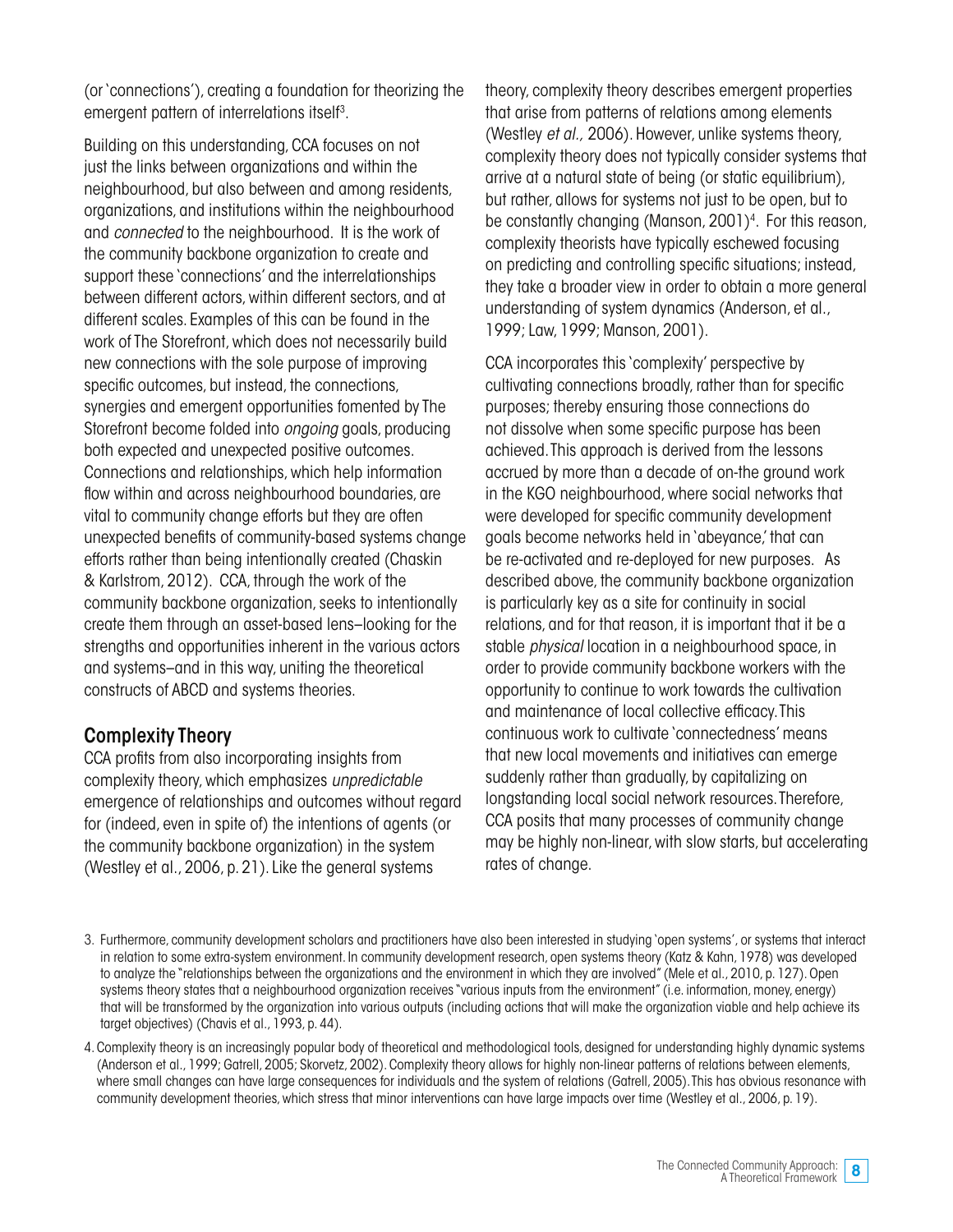(or 'connections'), creating a foundation for theorizing the emergent pattern of interrelations itself[3].

Building on this understanding, CCA focuses on not just the links between organizations and within the neighbourhood, but also between and among residents, organizations, and institutions within the neighbourhood and *connected* to the neighbourhood. It is the work of the community backbone organization to create and support these 'connections' and the interrelationships between different actors, within different sectors, and at different scales. Examples of this can be found in the work of The Storefront, which does not necessarily build new connections with the sole purpose of improving specific outcomes, but instead, the connections, synergies and emergent opportunities fomented by The Storefront become folded into *ongoing* goals, producing both expected and unexpected positive outcomes. Connections and relationships, which help information flow within and across neighbourhood boundaries, are vital to community change efforts but they are often unexpected benefits of community-based systems change efforts rather than being intentionally created (Chaskin & Karlstrom, 2012). CCA, through the work of the community backbone organization, seeks to intentionally create them through an asset-based lens–looking for the strengths and opportunities inherent in the various actors and systems–and in this way, uniting the theoretical constructs of ABCD and systems theories.

## Complexity Theory

CCA profits from also incorporating insights from complexity theory, which emphasizes *unpredictable* emergence of relationships and outcomes without regard for (indeed, even in spite of) the intentions of agents (or the community backbone organization) in the system (Westley et al., 2006, p. 21). Like the general systems theory, complexity theory describes emergent properties that arise from patterns of relations among elements (Westley *et al.,* 2006). However, unlike systems theory, complexity theory does not typically consider systems that arrive at a natural state of being (or static equilibrium), but rather, allows for systems not just to be open, but to be constantly changing (Manson, 2001)[4]. For this reason, complexity theorists have typically eschewed focusing on predicting and controlling specific situations; instead, they take a broader view in order to obtain a more general understanding of system dynamics (Anderson, et al., 1999; Law, 1999; Manson, 2001).

CCA incorporates this 'complexity' perspective by cultivating connections broadly, rather than for specific purposes; thereby ensuring those connections do not dissolve when some specific purpose has been achieved. This approach is derived from the lessons accrued by more than a decade of on-the ground work in the KGO neighbourhood, where social networks that were developed for specific community development goals become networks held in 'abeyance,' that can be re-activated and re-deployed for new purposes. As described above, the community backbone organization is particularly key as a site for continuity in social relations, and for that reason, it is important that it be a stable *physical* location in a neighbourhood space, in order to provide community backbone workers with the opportunity to continue to work towards the cultivation and maintenance of local collective efficacy. This continuous work to cultivate 'connectedness' means that new local movements and initiatives can emerge suddenly rather than gradually, by capitalizing on longstanding local social network resources. Therefore, CCA posits that many processes of community change may be highly non-linear, with slow starts, but accelerating rates of change.

3. Furthermore, community development scholars and practitioners have also been interested in studying 'open systems', or systems that interact in relation to some extra-system environment. In community development research, open systems theory (Katz & Kahn, 1978) was developed to analyze the "relationships between the organizations and the environment in which they are involved" (Mele et al., 2010, p. 127). Open systems theory states that a neighbourhood organization receives "various inputs from the environment" (i.e. information, money, energy) that will be transformed by the organization into various outputs (including actions that will make the organization viable and help achieve its target objectives) (Chavis et al., 1993, p. 44).

4. Complexity theory is an increasingly popular body of theoretical and methodological tools, designed for understanding highly dynamic systems (Anderson et al., 1999; Gatrell, 2005; Skorvetz, 2002). Complexity theory allows for highly non-linear patterns of relations between elements, where small changes can have large consequences for individuals and the system of relations (Gatrell, 2005). This has obvious resonance with community development theories, which stress that minor interventions can have large impacts over time (Westley et al., 2006, p. 19).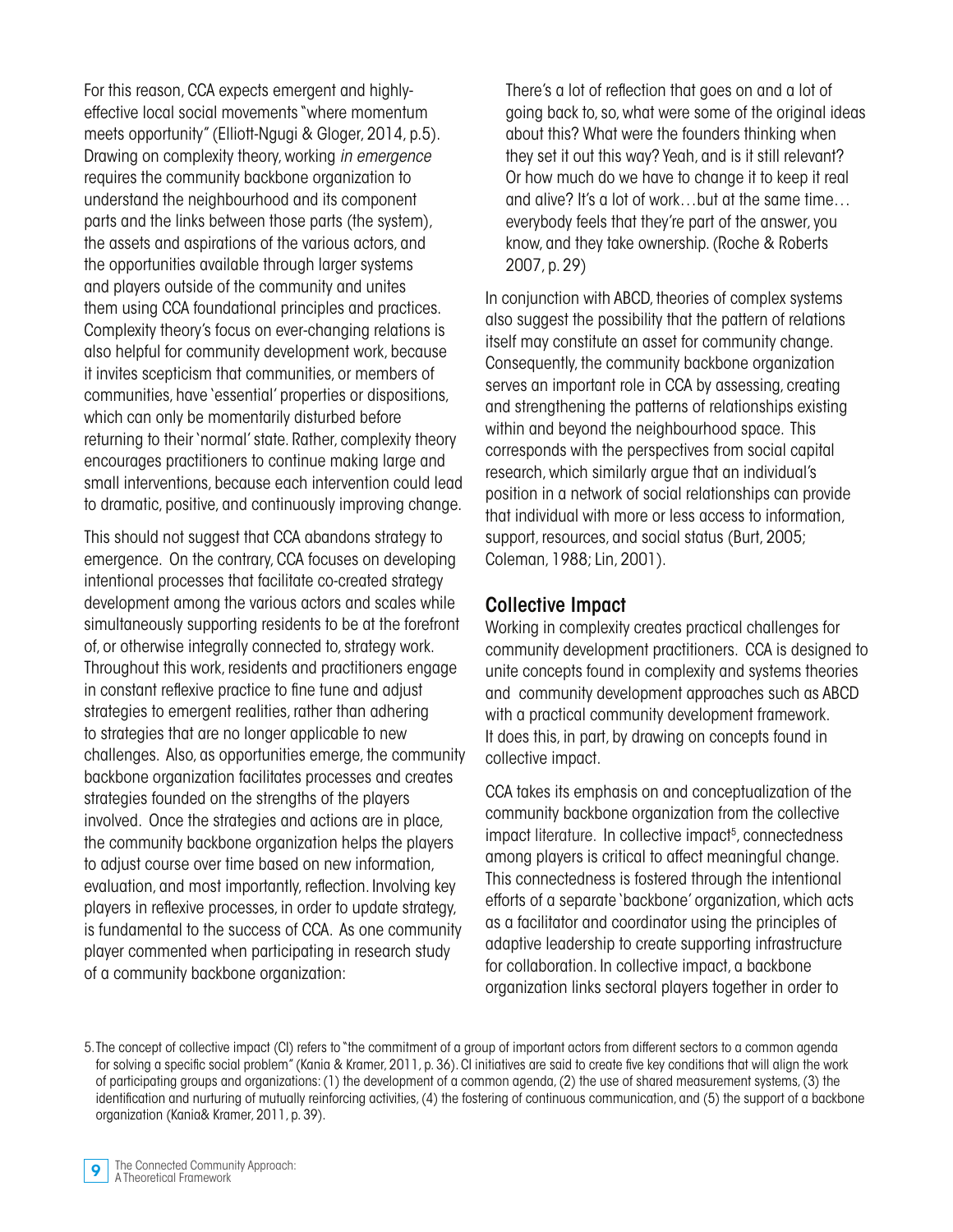For this reason, CCA expects emergent and highly-effective local social movements "where momentum meets opportunity" (Elliott-Ngugi & Gloger, 2014, p.5). Drawing on complexity theory, working *in emergence* requires the community backbone organization to understand the neighbourhood and its component parts and the links between those parts (the system), the assets and aspirations of the various actors, and the opportunities available through larger systems and players outside of the community and unites them using CCA foundational principles and practices. Complexity theory's focus on ever-changing relations is also helpful for community development work, because it invites scepticism that communities, or members of communities, have 'essential' properties or dispositions, which can only be momentarily disturbed before returning to their 'normal' state. Rather, complexity theory encourages practitioners to continue making large and small interventions, because each intervention could lead to dramatic, positive, and continuously improving change.

This should not suggest that CCA abandons strategy to emergence. On the contrary, CCA focuses on developing intentional processes that facilitate co-created strategy development among the various actors and scales while simultaneously supporting residents to be at the forefront of, or otherwise integrally connected to, strategy work. Throughout this work, residents and practitioners engage in constant reflexive practice to fine tune and adjust strategies to emergent realities, rather than adhering to strategies that are no longer applicable to new challenges. Also, as opportunities emerge, the community backbone organization facilitates processes and creates strategies founded on the strengths of the players involved. Once the strategies and actions are in place, the community backbone organization helps the players to adjust course over time based on new information, evaluation, and most importantly, reflection. Involving key players in reflexive processes, in order to update strategy, is fundamental to the success of CCA. As one community player commented when participating in research study of a community backbone organization:

> There's a lot of reflection that goes on and a lot of going back to, so, what were some of the original ideas about this? What were the founders thinking when they set it out this way? Yeah, and is it still relevant? Or how much do we have to change it to keep it real and alive? It's a lot of work…but at the same time… everybody feels that they're part of the answer, you know, and they take ownership. (Roche & Roberts 2007, p. 29)

In conjunction with ABCD, theories of complex systems also suggest the possibility that the pattern of relations itself may constitute an asset for community change. Consequently, the community backbone organization serves an important role in CCA by assessing, creating and strengthening the patterns of relationships existing within and beyond the neighbourhood space. This corresponds with the perspectives from social capital research, which similarly argue that an individual's position in a network of social relationships can provide that individual with more or less access to information, support, resources, and social status (Burt, 2005; Coleman, 1988; Lin, 2001).

## Collective Impact

Working in complexity creates practical challenges for community development practitioners. CCA is designed to unite concepts found in complexity and systems theories and community development approaches such as ABCD with a practical community development framework. It does this, in part, by drawing on concepts found in collective impact.

CCA takes its emphasis on and conceptualization of the community backbone organization from the collective impact literature. In collective impact[5], connectedness among players is critical to affect meaningful change. This connectedness is fostered through the intentional efforts of a separate 'backbone' organization, which acts as a facilitator and coordinator using the principles of adaptive leadership to create supporting infrastructure for collaboration. In collective impact, a backbone organization links sectoral players together in order to

5. The concept of collective impact (CI) refers to "the commitment of a group of important actors from different sectors to a common agenda for solving a specific social problem" (Kania & Kramer, 2011, p. 36). CI initiatives are said to create five key conditions that will align the work of participating groups and organizations: (1) the development of a common agenda, (2) the use of shared measurement systems, (3) the identification and nurturing of mutually reinforcing activities, (4) the fostering of continuous communication, and (5) the support of a backbone organization (Kania& Kramer, 2011, p. 39).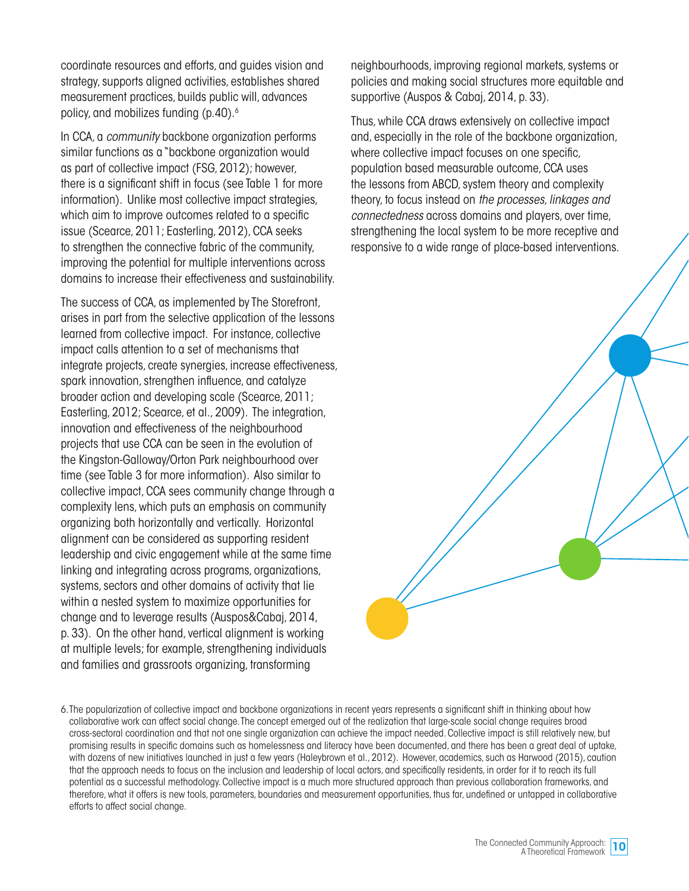coordinate resources and efforts, and guides vision and strategy, supports aligned activities, establishes shared measurement practices, builds public will, advances policy, and mobilizes funding (p.40).[6]

In CCA, a *community* backbone organization performs similar functions as a "backbone organization would as part of collective impact (FSG, 2012); however, there is a significant shift in focus (see Table 1 for more information). Unlike most collective impact strategies, which aim to improve outcomes related to a specific issue (Scearce, 2011; Easterling, 2012), CCA seeks to strengthen the connective fabric of the community, improving the potential for multiple interventions across domains to increase their effectiveness and sustainability.

The success of CCA, as implemented by The Storefront, arises in part from the selective application of the lessons learned from collective impact. For instance, collective impact calls attention to a set of mechanisms that integrate projects, create synergies, increase effectiveness, spark innovation, strengthen influence, and catalyze broader action and developing scale (Scearce, 2011; Easterling, 2012; Scearce, et al., 2009). The integration, innovation and effectiveness of the neighbourhood projects that use CCA can be seen in the evolution of the Kingston-Galloway/Orton Park neighbourhood over time (see Table 3 for more information). Also similar to collective impact, CCA sees community change through a complexity lens, which puts an emphasis on community organizing both horizontally and vertically. Horizontal alignment can be considered as supporting resident leadership and civic engagement while at the same time linking and integrating across programs, organizations, systems, sectors and other domains of activity that lie within a nested system to maximize opportunities for change and to leverage results (Auspos&Cabaj, 2014, p. 33). On the other hand, vertical alignment is working at multiple levels; for example, strengthening individuals and families and grassroots organizing, transforming neighbourhoods, improving regional markets, systems or policies and making social structures more equitable and supportive (Auspos & Cabaj, 2014, p. 33).

Thus, while CCA draws extensively on collective impact and, especially in the role of the backbone organization, where collective impact focuses on one specific, population based measurable outcome, CCA uses the lessons from ABCD, system theory and complexity theory, to focus instead on *the processes, linkages and connectedness* across domains and players, over time, strengthening the local system to be more receptive and responsive to a wide range of place-based interventions.

6. The popularization of collective impact and backbone organizations in recent years represents a significant shift in thinking about how collaborative work can affect social change. The concept emerged out of the realization that large-scale social change requires broad cross-sectoral coordination and that not one single organization can achieve the impact needed. Collective impact is still relatively new, but promising results in specific domains such as homelessness and literacy have been documented, and there has been a great deal of uptake, with dozens of new initiatives launched in just a few years (Haleybrown et al., 2012). However, academics, such as Harwood (2015), caution that the approach needs to focus on the inclusion and leadership of local actors, and specifically residents, in order for it to reach its full potential as a successful methodology. Collective impact is a much more structured approach than previous collaboration frameworks, and therefore, what it offers is new tools, parameters, boundaries and measurement opportunities, thus far, undefined or untapped in collaborative efforts to affect social change.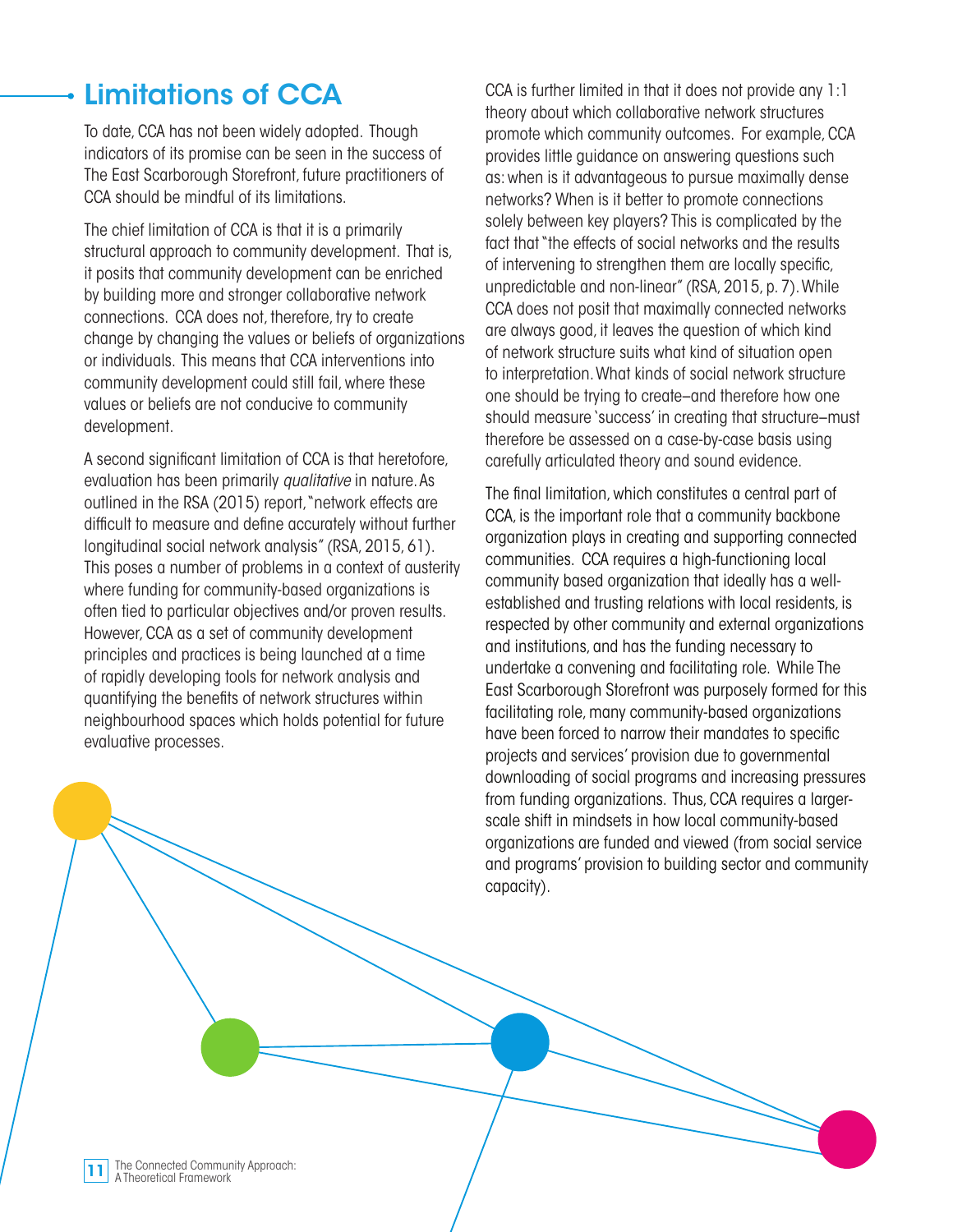## Limitations of CCA

To date, CCA has not been widely adopted. Though indicators of its promise can be seen in the success of The East Scarborough Storefront, future practitioners of CCA should be mindful of its limitations.

The chief limitation of CCA is that it is a primarily structural approach to community development. That is, it posits that community development can be enriched by building more and stronger collaborative network connections. CCA does not, therefore, try to create change by changing the values or beliefs of organizations or individuals. This means that CCA interventions into community development could still fail, where these values or beliefs are not conducive to community development.

A second significant limitation of CCA is that heretofore, evaluation has been primarily *qualitative* in nature. As outlined in the RSA (2015) report, "network effects are difficult to measure and define accurately without further longitudinal social network analysis" (RSA, 2015, 61). This poses a number of problems in a context of austerity where funding for community-based organizations is often tied to particular objectives and/or proven results. However, CCA as a set of community development principles and practices is being launched at a time of rapidly developing tools for network analysis and quantifying the benefits of network structures within neighbourhood spaces which holds potential for future evaluative processes.

CCA is further limited in that it does not provide any 1:1 theory about which collaborative network structures promote which community outcomes. For example, CCA provides little guidance on answering questions such as: when is it advantageous to pursue maximally dense networks? When is it better to promote connections solely between key players? This is complicated by the fact that "the effects of social networks and the results of intervening to strengthen them are locally specific, unpredictable and non-linear" (RSA, 2015, p. 7). While CCA does not posit that maximally connected networks are always good, it leaves the question of which kind of network structure suits what kind of situation open to interpretation. What kinds of social network structure one should be trying to create–and therefore how one should measure 'success' in creating that structure–must therefore be assessed on a case-by-case basis using carefully articulated theory and sound evidence.

The final limitation, which constitutes a central part of CCA, is the important role that a community backbone organization plays in creating and supporting connected communities. CCA requires a high-functioning local community based organization that ideally has a well-established and trusting relations with local residents, is respected by other community and external organizations and institutions, and has the funding necessary to undertake a convening and facilitating role. While The East Scarborough Storefront was purposely formed for this facilitating role, many community-based organizations have been forced to narrow their mandates to specific projects and services' provision due to governmental downloading of social programs and increasing pressures from funding organizations. Thus, CCA requires a larger-scale shift in mindsets in how local community-based organizations are funded and viewed (from social service and programs' provision to building sector and community capacity).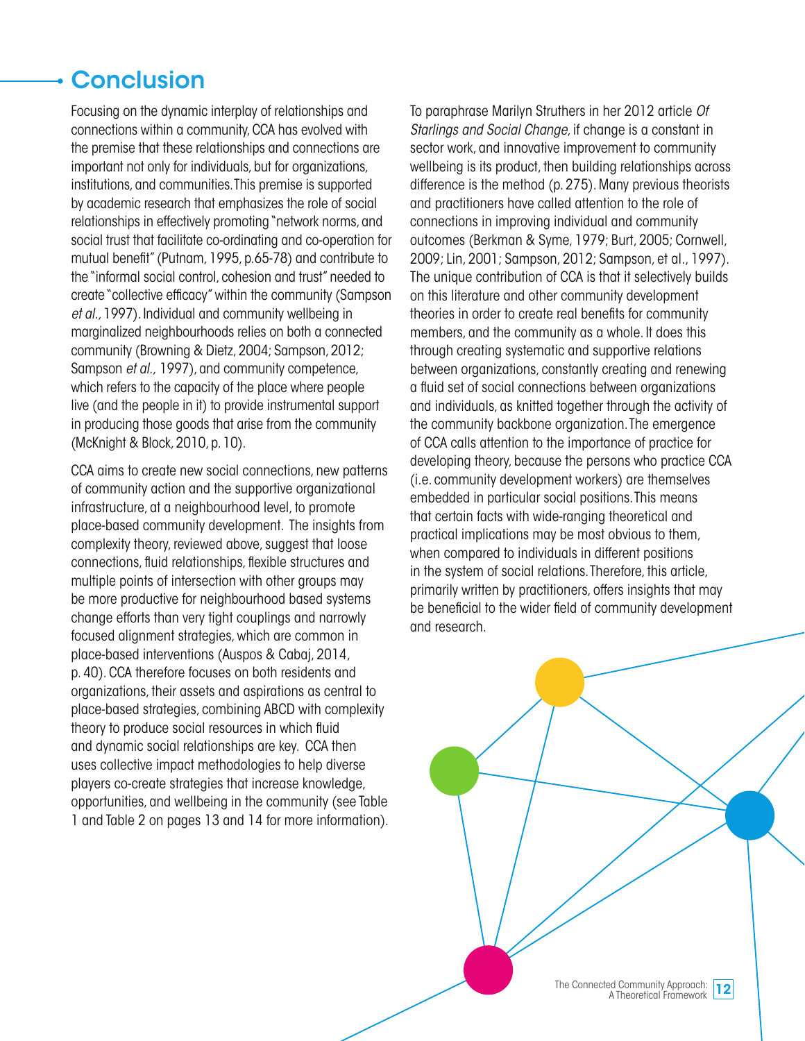# Conclusion

Focusing on the dynamic interplay of relationships and connections within a community, CCA has evolved with the premise that these relationships and connections are important not only for individuals, but for organizations, institutions, and communities. This premise is supported by academic research that emphasizes the role of social relationships in effectively promoting "network norms, and social trust that facilitate co-ordinating and co-operation for mutual benefit" (Putnam, 1995, p.65-78) and contribute to the "informal social control, cohesion and trust" needed to create "collective efficacy" within the community (Sampson *et al.,* 1997). Individual and community wellbeing in marginalized neighbourhoods relies on both a connected community (Browning & Dietz, 2004; Sampson, 2012; Sampson *et al.,* 1997), and community competence, which refers to the capacity of the place where people live (and the people in it) to provide instrumental support in producing those goods that arise from the community (McKnight & Block, 2010, p. 10).

CCA aims to create new social connections, new patterns of community action and the supportive organizational infrastructure, at a neighbourhood level, to promote place-based community development. The insights from complexity theory, reviewed above, suggest that loose connections, fluid relationships, flexible structures and multiple points of intersection with other groups may be more productive for neighbourhood based systems change efforts than very tight couplings and narrowly focused alignment strategies, which are common in place-based interventions (Auspos & Cabaj, 2014, p. 40). CCA therefore focuses on both residents and organizations, their assets and aspirations as central to place-based strategies, combining ABCD with complexity theory to produce social resources in which fluid and dynamic social relationships are key. CCA then uses collective impact methodologies to help diverse players co-create strategies that increase knowledge, opportunities, and wellbeing in the community (see Table 1 and Table 2 on pages 13 and 14 for more information).

To paraphrase Marilyn Struthers in her 2012 article *Of Starlings and Social Change*, if change is a constant in sector work, and innovative improvement to community wellbeing is its product, then building relationships across difference is the method (p. 275). Many previous theorists and practitioners have called attention to the role of connections in improving individual and community outcomes (Berkman & Syme, 1979; Burt, 2005; Cornwell, 2009; Lin, 2001; Sampson, 2012; Sampson, et al., 1997). The unique contribution of CCA is that it selectively builds on this literature and other community development theories in order to create real benefits for community members, and the community as a whole. It does this through creating systematic and supportive relations between organizations, constantly creating and renewing a fluid set of social connections between organizations and individuals, as knitted together through the activity of the community backbone organization. The emergence of CCA calls attention to the importance of practice for developing theory, because the persons who practice CCA (i.e. community development workers) are themselves embedded in particular social positions. This means that certain facts with wide-ranging theoretical and practical implications may be most obvious to them, when compared to individuals in different positions in the system of social relations. Therefore, this article, primarily written by practitioners, offers insights that may be beneficial to the wider field of community development and research.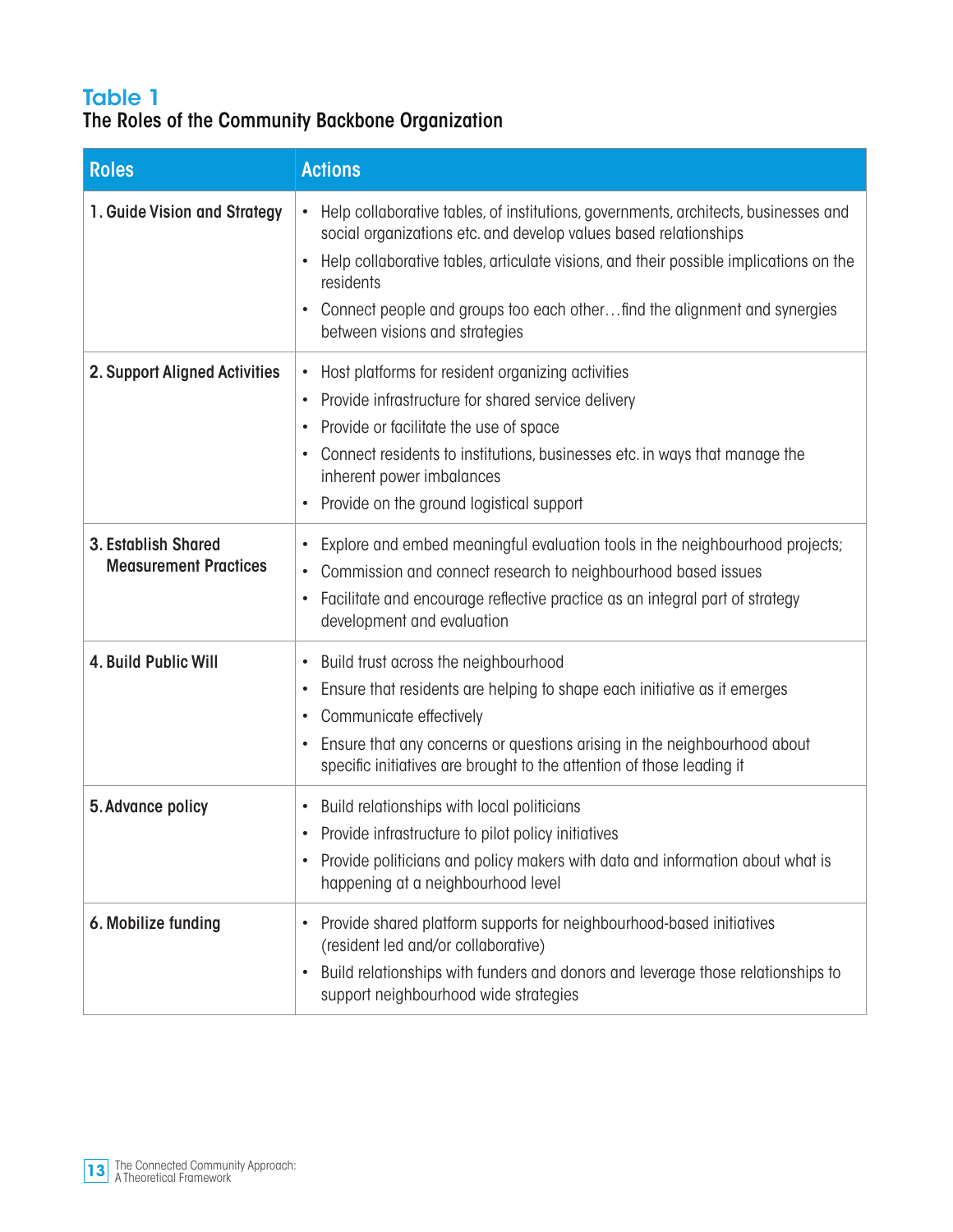## Table 1

**The Roles of the Community Backbone Organization**

| Roles | Actions |
|---|---|
| **1. Guide Vision and Strategy** | • Help collaborative tables, of institutions, governments, architects, businesses and social organizations etc. and develop values based relationships<br>• Help collaborative tables, articulate visions, and their possible implications on the residents<br>• Connect people and groups too each other…find the alignment and synergies between visions and strategies |
| **2. Support Aligned Activities** | • Host platforms for resident organizing activities<br>• Provide infrastructure for shared service delivery<br>• Provide or facilitate the use of space<br>• Connect residents to institutions, businesses etc. in ways that manage the inherent power imbalances<br>• Provide on the ground logistical support |
| **3. Establish Shared Measurement Practices** | • Explore and embed meaningful evaluation tools in the neighbourhood projects;<br>• Commission and connect research to neighbourhood based issues<br>• Facilitate and encourage reflective practice as an integral part of strategy development and evaluation |
| **4. Build Public Will** | • Build trust across the neighbourhood<br>• Ensure that residents are helping to shape each initiative as it emerges<br>• Communicate effectively<br>• Ensure that any concerns or questions arising in the neighbourhood about specific initiatives are brought to the attention of those leading it |
| **5. Advance policy** | • Build relationships with local politicians<br>• Provide infrastructure to pilot policy initiatives<br>• Provide politicians and policy makers with data and information about what is happening at a neighbourhood level |
| **6. Mobilize funding** | • Provide shared platform supports for neighbourhood-based initiatives (resident led and/or collaborative)<br>• Build relationships with funders and donors and leverage those relationships to support neighbourhood wide strategies |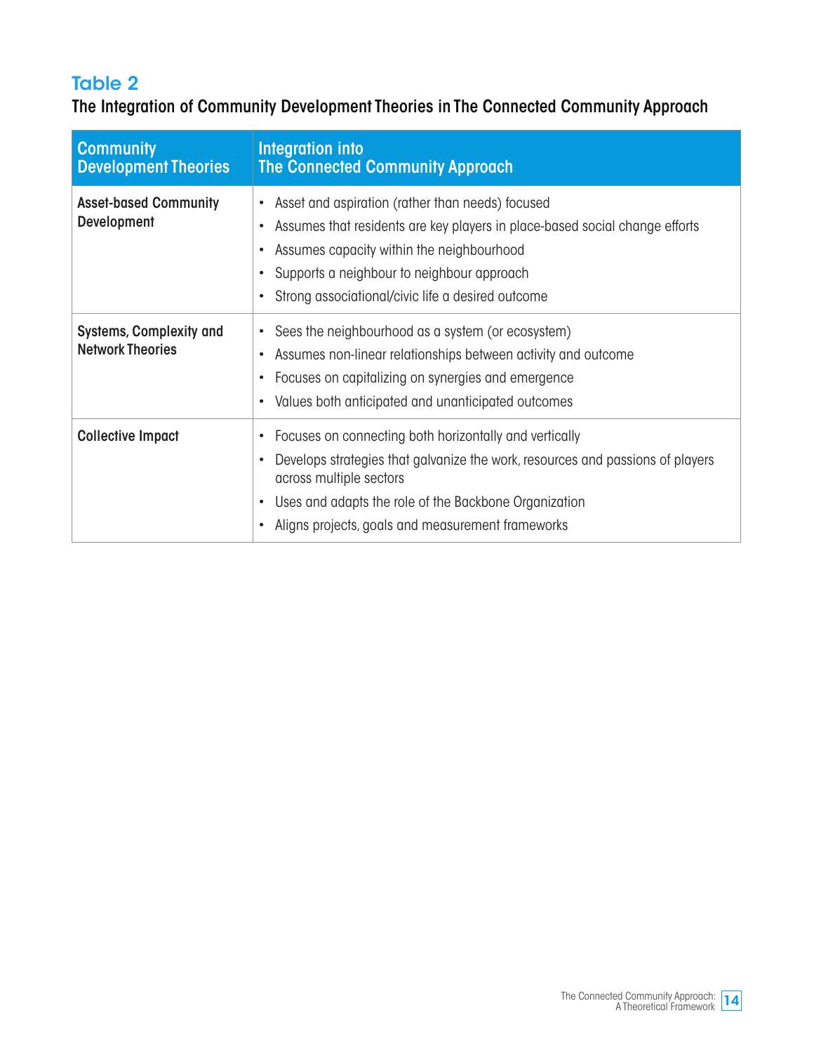## Table 2

**The Integration of Community Development Theories in The Connected Community Approach**

| Community Development Theories | Integration into The Connected Community Approach |
|---|---|
| **Asset-based Community Development** | • Asset and aspiration (rather than needs) focused<br>• Assumes that residents are key players in place-based social change efforts<br>• Assumes capacity within the neighbourhood<br>• Supports a neighbour to neighbour approach<br>• Strong associational/civic life a desired outcome |
| **Systems, Complexity and Network Theories** | • Sees the neighbourhood as a system (or ecosystem)<br>• Assumes non-linear relationships between activity and outcome<br>• Focuses on capitalizing on synergies and emergence<br>• Values both anticipated and unanticipated outcomes |
| **Collective Impact** | • Focuses on connecting both horizontally and vertically<br>• Develops strategies that galvanize the work, resources and passions of players across multiple sectors<br>• Uses and adapts the role of the Backbone Organization<br>• Aligns projects, goals and measurement frameworks |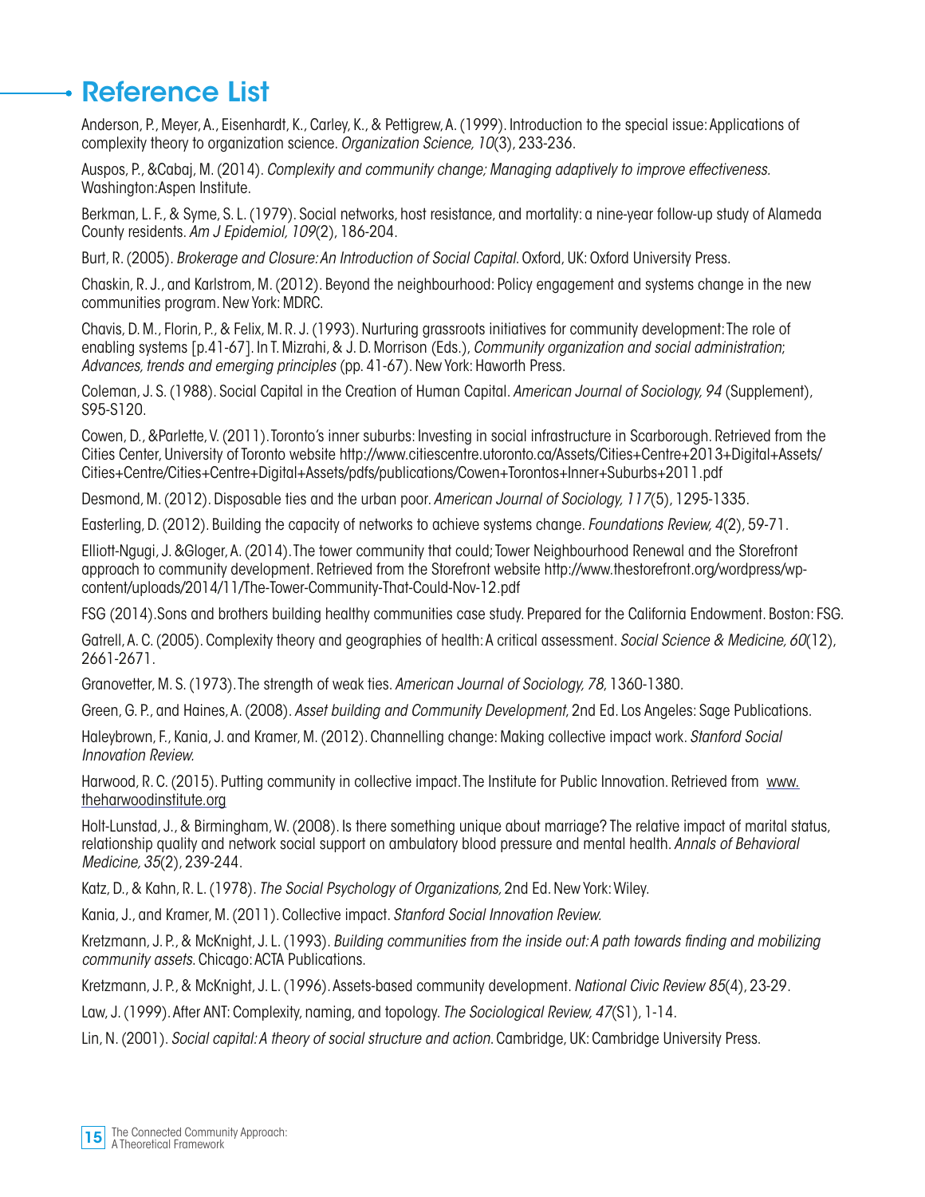# Reference List

Anderson, P., Meyer, A., Eisenhardt, K., Carley, K., & Pettigrew, A. (1999). Introduction to the special issue: Applications of complexity theory to organization science. *Organization Science, 10*(3), 233-236.

Auspos, P., &Cabaj, M. (2014). *Complexity and community change; Managing adaptively to improve effectiveness.* Washington:Aspen Institute.

Berkman, L. F., & Syme, S. L. (1979). Social networks, host resistance, and mortality: a nine-year follow-up study of Alameda County residents. *Am J Epidemiol, 109*(2), 186-204.

Burt, R. (2005). *Brokerage and Closure: An Introduction of Social Capital.* Oxford, UK: Oxford University Press.

Chaskin, R. J., and Karlstrom, M. (2012). Beyond the neighbourhood: Policy engagement and systems change in the new communities program. New York: MDRC.

Chavis, D. M., Florin, P., & Felix, M. R. J. (1993). Nurturing grassroots initiatives for community development: The role of enabling systems [p.41-67]. In T. Mizrahi, & J. D. Morrison (Eds.), *Community organization and social administration*; *Advances, trends and emerging principles* (pp. 41-67). New York: Haworth Press.

Coleman, J. S. (1988). Social Capital in the Creation of Human Capital. *American Journal of Sociology, 94* (Supplement), S95-S120.

Cowen, D., &Parlette, V. (2011). Toronto's inner suburbs: Investing in social infrastructure in Scarborough. Retrieved from the Cities Center, University of Toronto website http://www.citiescentre.utoronto.ca/Assets/Cities+Centre+2013+Digital+Assets/Cities+Centre/Cities+Centre+Digital+Assets/pdfs/publications/Cowen+Torontos+Inner+Suburbs+2011.pdf

Desmond, M. (2012). Disposable ties and the urban poor. *American Journal of Sociology, 117*(5), 1295-1335.

Easterling, D. (2012). Building the capacity of networks to achieve systems change. *Foundations Review, 4*(2), 59-71.

Elliott-Ngugi, J. &Gloger, A. (2014). The tower community that could; Tower Neighbourhood Renewal and the Storefront approach to community development. Retrieved from the Storefront website http://www.thestorefront.org/wordpress/wp-content/uploads/2014/11/The-Tower-Community-That-Could-Nov-12.pdf

FSG (2014).Sons and brothers building healthy communities case study. Prepared for the California Endowment. Boston: FSG.

Gatrell, A. C. (2005). Complexity theory and geographies of health: A critical assessment. *Social Science & Medicine, 60*(12), 2661-2671.

Granovetter, M. S. (1973). The strength of weak ties. *American Journal of Sociology, 78*, 1360-1380.

Green, G. P., and Haines, A. (2008). *Asset building and Community Development*, 2nd Ed. Los Angeles: Sage Publications.

Haleybrown, F., Kania, J. and Kramer, M. (2012). Channelling change: Making collective impact work. *Stanford Social Innovation Review.*

Harwood, R. C. (2015). Putting community in collective impact. The Institute for Public Innovation. Retrieved from www.theharwoodinstitute.org

Holt-Lunstad, J., & Birmingham, W. (2008). Is there something unique about marriage? The relative impact of marital status, relationship quality and network social support on ambulatory blood pressure and mental health. *Annals of Behavioral Medicine, 35*(2), 239-244.

Katz, D., & Kahn, R. L. (1978). *The Social Psychology of Organizations,* 2nd Ed. New York: Wiley.

Kania, J., and Kramer, M. (2011). Collective impact. *Stanford Social Innovation Review.*

Kretzmann, J. P., & McKnight, J. L. (1993). *Building communities from the inside out: A path towards finding and mobilizing community assets.* Chicago: ACTA Publications.

Kretzmann, J. P., & McKnight, J. L. (1996). Assets-based community development. *National Civic Review 85*(4), 23-29.

Law, J. (1999). After ANT: Complexity, naming, and topology. *The Sociological Review, 47*(S1), 1-14.

Lin, N. (2001). *Social capital: A theory of social structure and action.* Cambridge, UK: Cambridge University Press.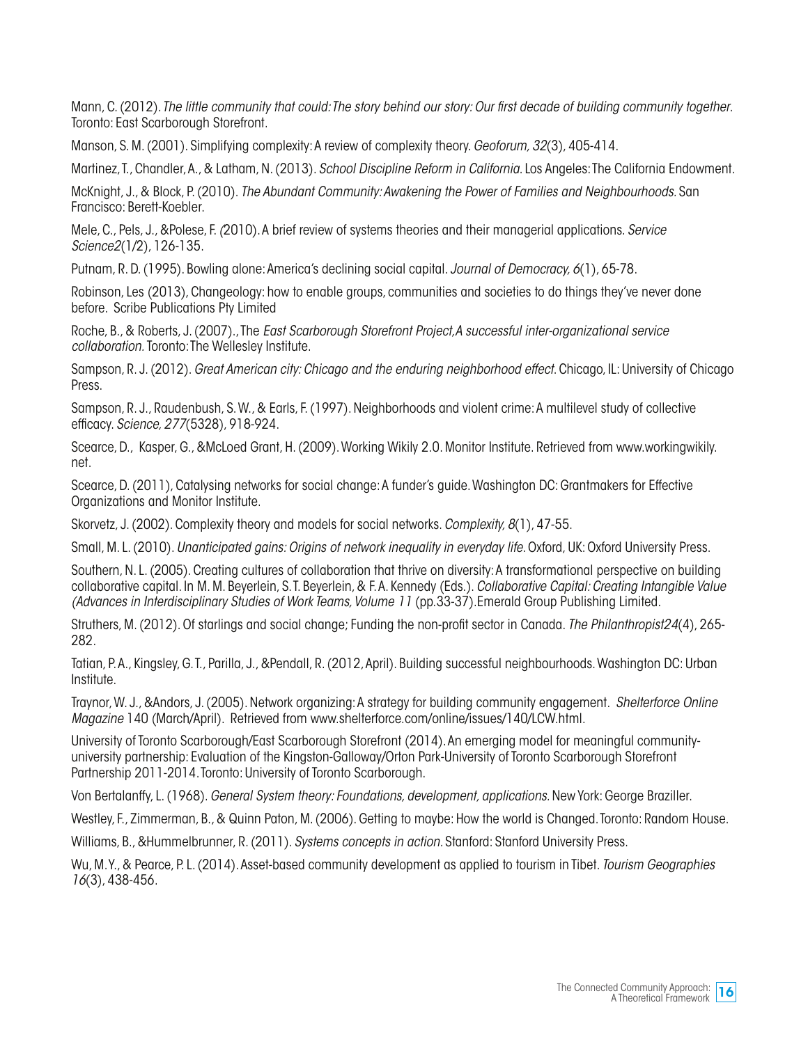Mann, C. (2012). *The little community that could: The story behind our story: Our first decade of building community together.* Toronto: East Scarborough Storefront.

Manson, S. M. (2001). Simplifying complexity: A review of complexity theory. *Geoforum, 32*(3), 405-414.

Martinez, T., Chandler, A., & Latham, N. (2013). *School Discipline Reform in California.* Los Angeles: The California Endowment.

McKnight, J., & Block, P. (2010). *The Abundant Community: Awakening the Power of Families and Neighbourhoods.* San Francisco: Berett-Koebler.

Mele, C., Pels, J., &Polese, F. *(*2010). A brief review of systems theories and their managerial applications. *Service Science2*(1/2), 126-135.

Putnam, R. D. (1995). Bowling alone: America's declining social capital. *Journal of Democracy, 6*(1), 65-78.

Robinson, Les (2013), Changeology: how to enable groups, communities and societies to do things they've never done before. Scribe Publications Pty Limited

Roche, B., & Roberts, J. (2007)., The *East Scarborough Storefront Project,A successful inter-organizational service collaboration.* Toronto: The Wellesley Institute.

Sampson, R. J. (2012). *Great American city: Chicago and the enduring neighborhood effect.* Chicago, IL: University of Chicago Press.

Sampson, R. J., Raudenbush, S. W., & Earls, F. (1997). Neighborhoods and violent crime: A multilevel study of collective efficacy. *Science, 277*(5328), 918-924.

Scearce, D., Kasper, G., &McLoed Grant, H. (2009). Working Wikily 2.0. Monitor Institute. Retrieved from www.workingwikily.net.

Scearce, D. (2011), Catalysing networks for social change: A funder's guide. Washington DC: Grantmakers for Effective Organizations and Monitor Institute.

Skorvetz, J. (2002). Complexity theory and models for social networks. *Complexity, 8*(1), 47-55.

Small, M. L. (2010). *Unanticipated gains: Origins of network inequality in everyday life.* Oxford, UK: Oxford University Press.

Southern, N. L. (2005). Creating cultures of collaboration that thrive on diversity: A transformational perspective on building collaborative capital. In M. M. Beyerlein, S. T. Beyerlein, & F. A. Kennedy (Eds.). *Collaborative Capital: Creating Intangible Value (Advances in Interdisciplinary Studies of Work Teams, Volume 11* (pp.33-37).Emerald Group Publishing Limited.

Struthers, M. (2012). Of starlings and social change; Funding the non-profit sector in Canada. *The Philanthropist24*(4), 265-282.

Tatian, P. A., Kingsley, G. T., Parilla, J., &Pendall, R. (2012, April). Building successful neighbourhoods. Washington DC: Urban Institute.

Traynor, W. J., &Andors, J. (2005). Network organizing: A strategy for building community engagement. *Shelterforce Online Magazine* 140 (March/April). Retrieved from www.shelterforce.com/online/issues/140/LCW.html.

University of Toronto Scarborough/East Scarborough Storefront (2014). An emerging model for meaningful community-university partnership: Evaluation of the Kingston-Galloway/Orton Park-University of Toronto Scarborough Storefront Partnership 2011-2014. Toronto: University of Toronto Scarborough.

Von Bertalanffy, L. (1968). *General System theory: Foundations, development, applications.* New York: George Braziller.

Westley, F., Zimmerman, B., & Quinn Paton, M. (2006). Getting to maybe: How the world is Changed. Toronto: Random House.

Williams, B., &Hummelbrunner, R. (2011). *Systems concepts in action.* Stanford: Stanford University Press.

Wu, M. Y., & Pearce, P. L. (2014). Asset-based community development as applied to tourism in Tibet. *Tourism Geographies 16*(3), 438-456.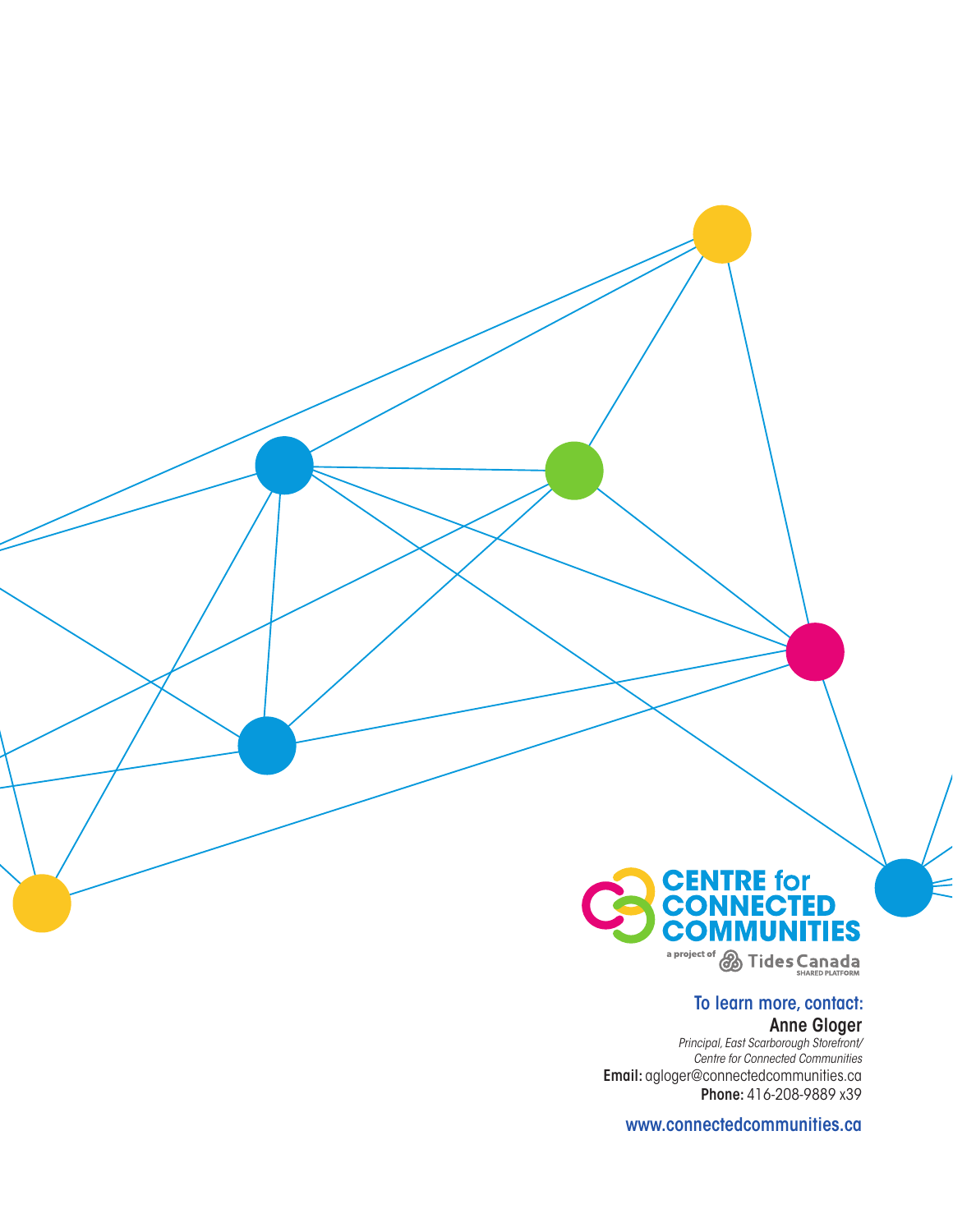CENTRE for CONNECTED COMMUNITIES

a project of Tides Canada SHARED PLATFORM

To learn more, contact:

Anne Gloger

*Principal, East Scarborough Storefront/*
*Centre for Connected Communities*

**Email:** agloger@connectedcommunities.ca

**Phone:** 416-208-9889 x39

www.connectedcommunities.ca